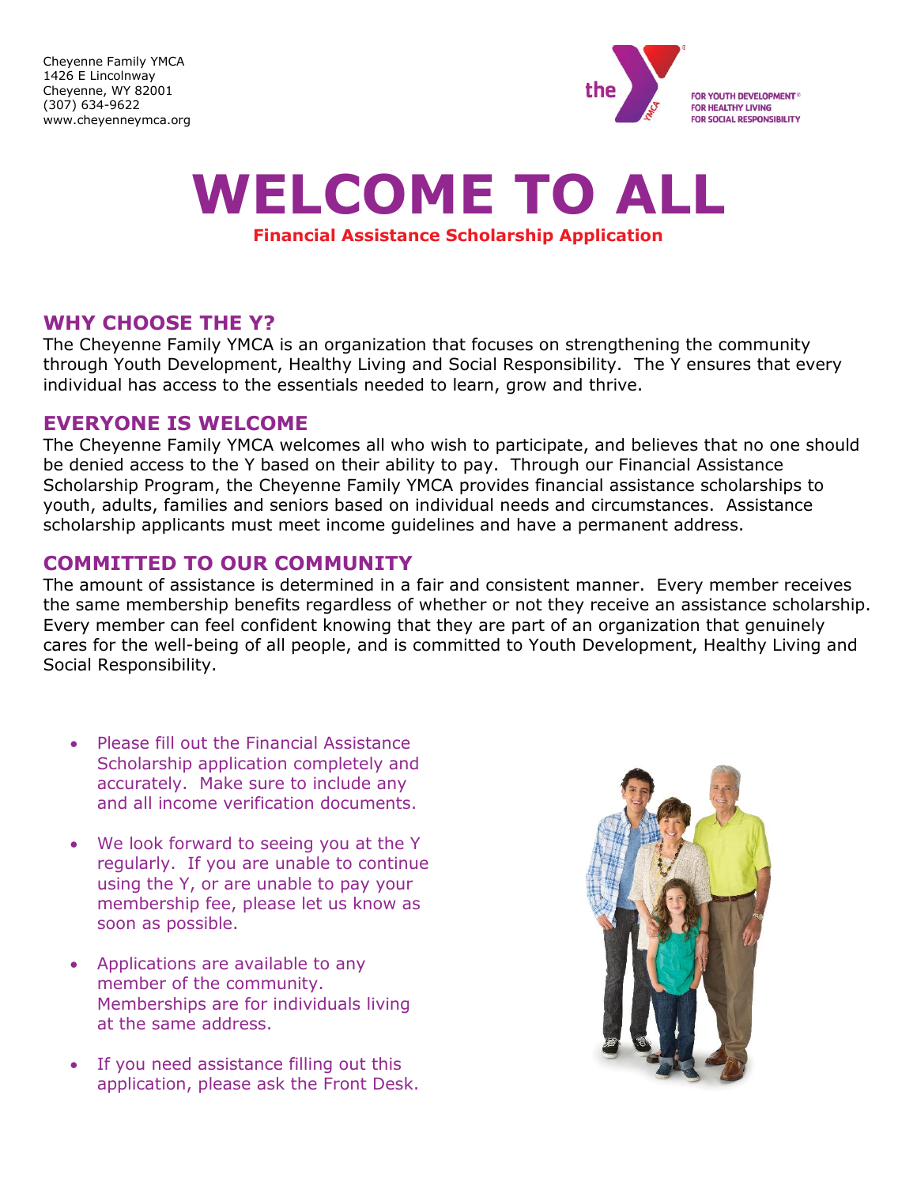Cheyenne Family YMCA
1426 E Lincolnway
Cheyenne, WY 82001
(307) 634-9622
www.cheyenneymca.org

FOR YOUTH DEVELOPMENT®
FOR HEALTHY LIVING
FOR SOCIAL RESPONSIBILITY

# WELCOME TO ALL

**Financial Assistance Scholarship Application**

## WHY CHOOSE THE Y?

The Cheyenne Family YMCA is an organization that focuses on strengthening the community through Youth Development, Healthy Living and Social Responsibility. The Y ensures that every individual has access to the essentials needed to learn, grow and thrive.

## EVERYONE IS WELCOME

The Cheyenne Family YMCA welcomes all who wish to participate, and believes that no one should be denied access to the Y based on their ability to pay. Through our Financial Assistance Scholarship Program, the Cheyenne Family YMCA provides financial assistance scholarships to youth, adults, families and seniors based on individual needs and circumstances. Assistance scholarship applicants must meet income guidelines and have a permanent address.

## COMMITTED TO OUR COMMUNITY

The amount of assistance is determined in a fair and consistent manner. Every member receives the same membership benefits regardless of whether or not they receive an assistance scholarship. Every member can feel confident knowing that they are part of an organization that genuinely cares for the well-being of all people, and is committed to Youth Development, Healthy Living and Social Responsibility.

- Please fill out the Financial Assistance Scholarship application completely and accurately. Make sure to include any and all income verification documents.
- We look forward to seeing you at the Y regularly. If you are unable to continue using the Y, or are unable to pay your membership fee, please let us know as soon as possible.
- Applications are available to any member of the community. Memberships are for individuals living at the same address.
- If you need assistance filling out this application, please ask the Front Desk.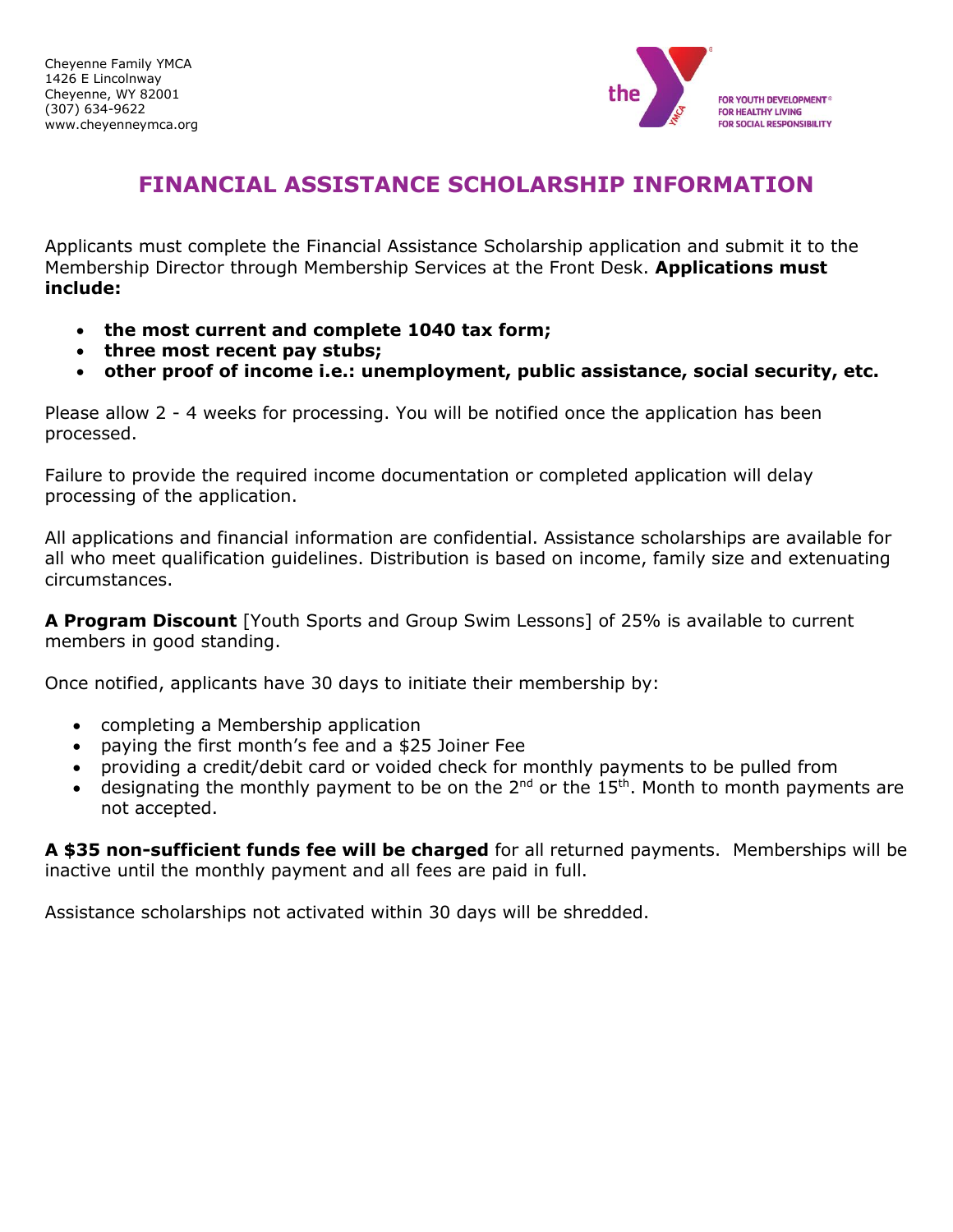Cheyenne Family YMCA
1426 E Lincolnway
Cheyenne, WY 82001
(307) 634-9622
www.cheyenneymca.org

FOR YOUTH DEVELOPMENT®
FOR HEALTHY LIVING
FOR SOCIAL RESPONSIBILITY

# FINANCIAL ASSISTANCE SCHOLARSHIP INFORMATION

Applicants must complete the Financial Assistance Scholarship application and submit it to the Membership Director through Membership Services at the Front Desk. **Applications must include:**

- **the most current and complete 1040 tax form;**
- **three most recent pay stubs;**
- **other proof of income i.e.: unemployment, public assistance, social security, etc.**

Please allow 2 - 4 weeks for processing. You will be notified once the application has been processed.

Failure to provide the required income documentation or completed application will delay processing of the application.

All applications and financial information are confidential. Assistance scholarships are available for all who meet qualification guidelines. Distribution is based on income, family size and extenuating circumstances.

**A Program Discount** [Youth Sports and Group Swim Lessons] of 25% is available to current members in good standing.

Once notified, applicants have 30 days to initiate their membership by:

- completing a Membership application
- paying the first month's fee and a $25 Joiner Fee
- providing a credit/debit card or voided check for monthly payments to be pulled from
- designating the monthly payment to be on the 2nd or the 15th. Month to month payments are not accepted.

**A $35 non-sufficient funds fee will be charged** for all returned payments. Memberships will be inactive until the monthly payment and all fees are paid in full.

Assistance scholarships not activated within 30 days will be shredded.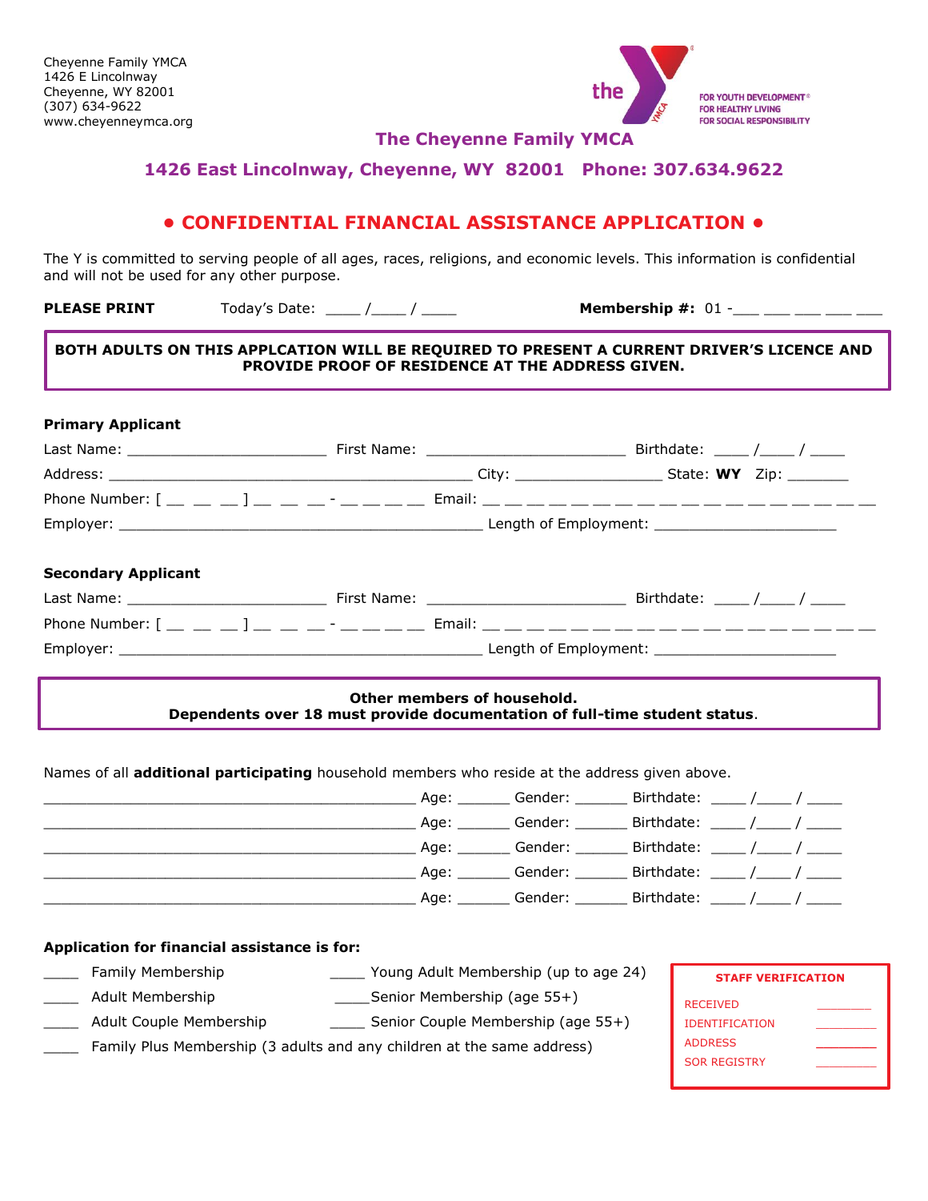Cheyenne Family YMCA
1426 E Lincolnway
Cheyenne, WY 82001
(307) 634-9622
www.cheyenneymca.org

FOR YOUTH DEVELOPMENT®
FOR HEALTHY LIVING
FOR SOCIAL RESPONSIBILITY

## The Cheyenne Family YMCA

### 1426 East Lincolnway, Cheyenne, WY 82001 Phone: 307.634.9622

# • CONFIDENTIAL FINANCIAL ASSISTANCE APPLICATION •

The Y is committed to serving people of all ages, races, religions, and economic levels. This information is confidential and will not be used for any other purpose.

**PLEASE PRINT** Today's Date: ____ /____ / ____ **Membership #:** 01 -___ ___ ___ ___ ___

**BOTH ADULTS ON THIS APPLCATION WILL BE REQUIRED TO PRESENT A CURRENT DRIVER'S LICENCE AND PROVIDE PROOF OF RESIDENCE AT THE ADDRESS GIVEN.**

**Primary Applicant**

Last Name: ______________________ First Name: ______________________ Birthdate: ____ /____ / ____

Address: ________________________________________ City: ________________ State: **WY** Zip: _______

Phone Number: [ __ __ __ ] __ __ __ - __ __ __ __ Email: __ __ __ __ __ __ __ __ __ __ __ __ __ __ __ __ __ __ __ __ __

Employer: ________________________________________ Length of Employment: ____________________

**Secondary Applicant**

Last Name: ______________________ First Name: ______________________ Birthdate: ____ /____ / ____

Phone Number: [ __ __ __ ] __ __ __ - __ __ __ __ Email: __ __ __ __ __ __ __ __ __ __ __ __ __ __ __ __ __ __ __ __ __

Employer: ________________________________________ Length of Employment: ____________________

**Other members of household.**
**Dependents over 18 must provide documentation of full-time student status.**

Names of all **additional participating** household members who reside at the address given above.

________________________________________ Age: ______ Gender: ______ Birthdate: ____ /____ / ____

________________________________________ Age: ______ Gender: ______ Birthdate: ____ /____ / ____

________________________________________ Age: ______ Gender: ______ Birthdate: ____ /____ / ____

________________________________________ Age: ______ Gender: ______ Birthdate: ____ /____ / ____

________________________________________ Age: ______ Gender: ______ Birthdate: ____ /____ / ____

**Application for financial assistance is for:**

____ Family Membership

____ Adult Membership

____ Adult Couple Membership

____ Family Plus Membership (3 adults and any children at the same address)

____ Young Adult Membership (up to age 24)

____ Senior Membership (age 55+)

____ Senior Couple Membership (age 55+)

**STAFF VERIFICATION**

RECEIVED ________

IDENTIFICATION ________

ADDRESS ________

SOR REGISTRY ________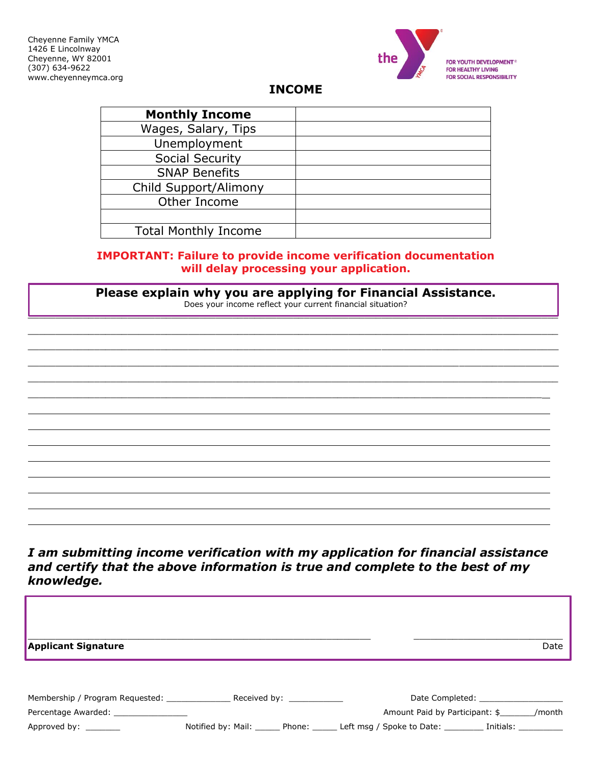Cheyenne Family YMCA
1426 E Lincolnway
Cheyenne, WY 82001
(307) 634-9622
www.cheyenneymca.org

the YMCA
FOR YOUTH DEVELOPMENT®
FOR HEALTHY LIVING
FOR SOCIAL RESPONSIBILITY

## INCOME

| **Monthly Income** | |
|---|---|
| Wages, Salary, Tips | |
| Unemployment | |
| Social Security | |
| SNAP Benefits | |
| Child Support/Alimony | |
| Other Income | |
| | |
| Total Monthly Income | |

**IMPORTANT: Failure to provide income verification documentation will delay processing your application.**

**Please explain why you are applying for Financial Assistance.**
Does your income reflect your current financial situation?

________________________________________________________________________________
________________________________________________________________________________
________________________________________________________________________________
________________________________________________________________________________
________________________________________________________________________________
________________________________________________________________________________
________________________________________________________________________________
________________________________________________________________________________
________________________________________________________________________________
________________________________________________________________________________
________________________________________________________________________________
________________________________________________________________________________
________________________________________________________________________________
________________________________________________________________________________

***I am submitting income verification with my application for financial assistance and certify that the above information is true and complete to the best of my knowledge.***

_______________________________________________ _______________________

**Applicant Signature** Date

Membership / Program Requested: _____________ Received by: ___________ Date Completed: _________________

Percentage Awarded: _______________ Amount Paid by Participant: $_______/month

Approved by: _______ Notified by: Mail: _____ Phone: _____ Left msg / Spoke to Date: ________ Initials: _________